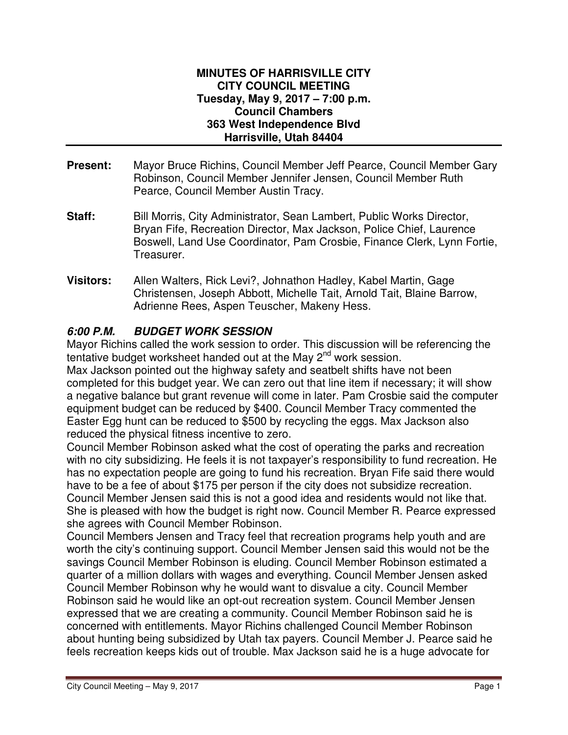**MINUTES OF HARRISVILLE CITY**
**CITY COUNCIL MEETING**
**Tuesday, May 9, 2017 – 7:00 p.m.**
**Council Chambers**
**363 West Independence Blvd**
**Harrisville, Utah 84404**

---

**Present:** Mayor Bruce Richins, Council Member Jeff Pearce, Council Member Gary Robinson, Council Member Jennifer Jensen, Council Member Ruth Pearce, Council Member Austin Tracy.

**Staff:** Bill Morris, City Administrator, Sean Lambert, Public Works Director, Bryan Fife, Recreation Director, Max Jackson, Police Chief, Laurence Boswell, Land Use Coordinator, Pam Crosbie, Finance Clerk, Lynn Fortie, Treasurer.

**Visitors:** Allen Walters, Rick Levi?, Johnathon Hadley, Kabel Martin, Gage Christensen, Joseph Abbott, Michelle Tait, Arnold Tait, Blaine Barrow, Adrienne Rees, Aspen Teuscher, Makeny Hess.

## *6:00 P.M. BUDGET WORK SESSION*

Mayor Richins called the work session to order. This discussion will be referencing the tentative budget worksheet handed out at the May 2nd work session.

Max Jackson pointed out the highway safety and seatbelt shifts have not been completed for this budget year. We can zero out that line item if necessary; it will show a negative balance but grant revenue will come in later. Pam Crosbie said the computer equipment budget can be reduced by $400. Council Member Tracy commented the Easter Egg hunt can be reduced to $500 by recycling the eggs. Max Jackson also reduced the physical fitness incentive to zero.

Council Member Robinson asked what the cost of operating the parks and recreation with no city subsidizing. He feels it is not taxpayer's responsibility to fund recreation. He has no expectation people are going to fund his recreation. Bryan Fife said there would have to be a fee of about $175 per person if the city does not subsidize recreation. Council Member Jensen said this is not a good idea and residents would not like that. She is pleased with how the budget is right now. Council Member R. Pearce expressed she agrees with Council Member Robinson.

Council Members Jensen and Tracy feel that recreation programs help youth and are worth the city's continuing support. Council Member Jensen said this would not be the savings Council Member Robinson is eluding. Council Member Robinson estimated a quarter of a million dollars with wages and everything. Council Member Jensen asked Council Member Robinson why he would want to disvalue a city. Council Member Robinson said he would like an opt-out recreation system. Council Member Jensen expressed that we are creating a community. Council Member Robinson said he is concerned with entitlements. Mayor Richins challenged Council Member Robinson about hunting being subsidized by Utah tax payers. Council Member J. Pearce said he feels recreation keeps kids out of trouble. Max Jackson said he is a huge advocate for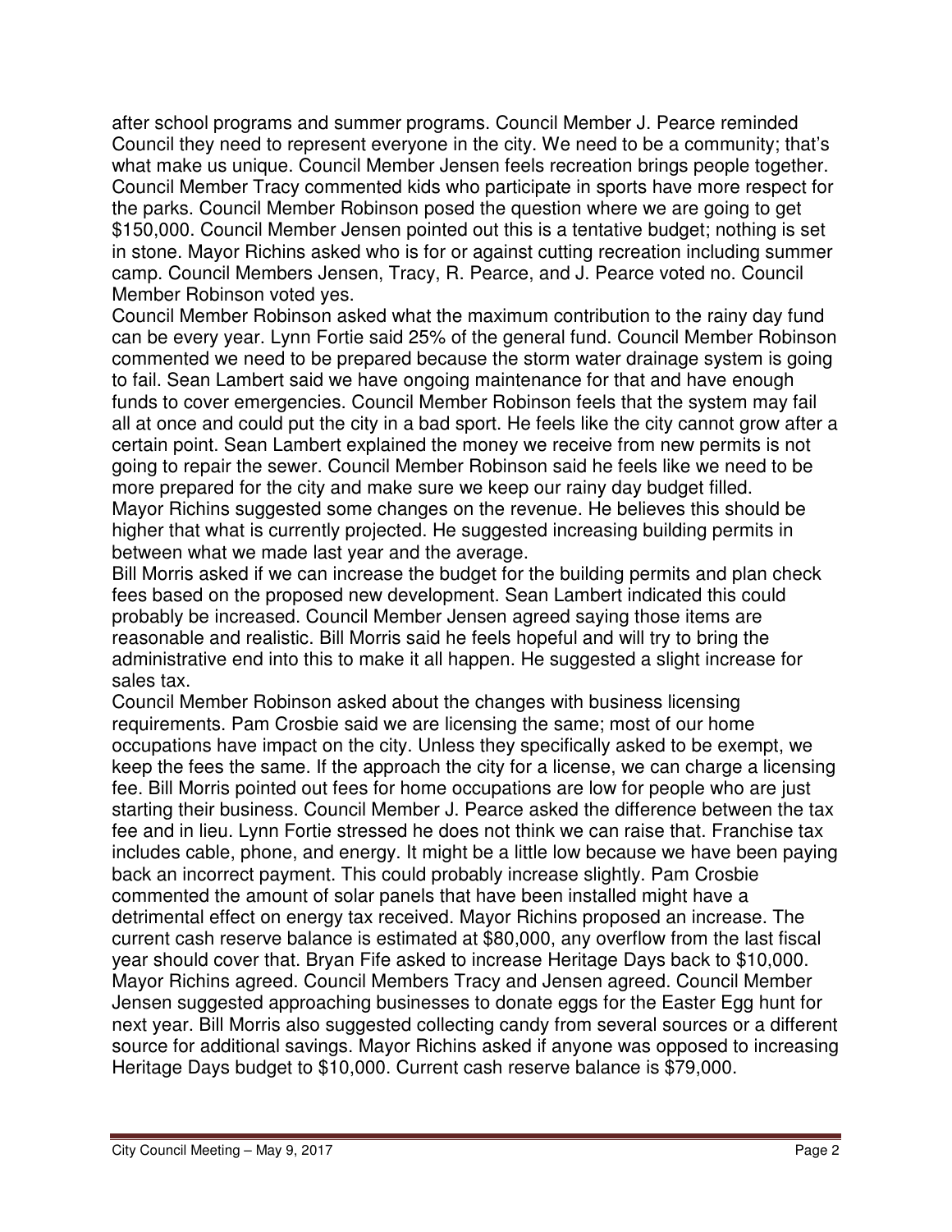after school programs and summer programs. Council Member J. Pearce reminded Council they need to represent everyone in the city. We need to be a community; that's what make us unique. Council Member Jensen feels recreation brings people together. Council Member Tracy commented kids who participate in sports have more respect for the parks. Council Member Robinson posed the question where we are going to get $150,000. Council Member Jensen pointed out this is a tentative budget; nothing is set in stone. Mayor Richins asked who is for or against cutting recreation including summer camp. Council Members Jensen, Tracy, R. Pearce, and J. Pearce voted no. Council Member Robinson voted yes.

Council Member Robinson asked what the maximum contribution to the rainy day fund can be every year. Lynn Fortie said 25% of the general fund. Council Member Robinson commented we need to be prepared because the storm water drainage system is going to fail. Sean Lambert said we have ongoing maintenance for that and have enough funds to cover emergencies. Council Member Robinson feels that the system may fail all at once and could put the city in a bad sport. He feels like the city cannot grow after a certain point. Sean Lambert explained the money we receive from new permits is not going to repair the sewer. Council Member Robinson said he feels like we need to be more prepared for the city and make sure we keep our rainy day budget filled.

Mayor Richins suggested some changes on the revenue. He believes this should be higher that what is currently projected. He suggested increasing building permits in between what we made last year and the average.

Bill Morris asked if we can increase the budget for the building permits and plan check fees based on the proposed new development. Sean Lambert indicated this could probably be increased. Council Member Jensen agreed saying those items are reasonable and realistic. Bill Morris said he feels hopeful and will try to bring the administrative end into this to make it all happen. He suggested a slight increase for sales tax.

Council Member Robinson asked about the changes with business licensing requirements. Pam Crosbie said we are licensing the same; most of our home occupations have impact on the city. Unless they specifically asked to be exempt, we keep the fees the same. If the approach the city for a license, we can charge a licensing fee. Bill Morris pointed out fees for home occupations are low for people who are just starting their business. Council Member J. Pearce asked the difference between the tax fee and in lieu. Lynn Fortie stressed he does not think we can raise that. Franchise tax includes cable, phone, and energy. It might be a little low because we have been paying back an incorrect payment. This could probably increase slightly. Pam Crosbie commented the amount of solar panels that have been installed might have a detrimental effect on energy tax received. Mayor Richins proposed an increase. The current cash reserve balance is estimated at $80,000, any overflow from the last fiscal year should cover that. Bryan Fife asked to increase Heritage Days back to $10,000. Mayor Richins agreed. Council Members Tracy and Jensen agreed. Council Member Jensen suggested approaching businesses to donate eggs for the Easter Egg hunt for next year. Bill Morris also suggested collecting candy from several sources or a different source for additional savings. Mayor Richins asked if anyone was opposed to increasing Heritage Days budget to $10,000. Current cash reserve balance is $79,000.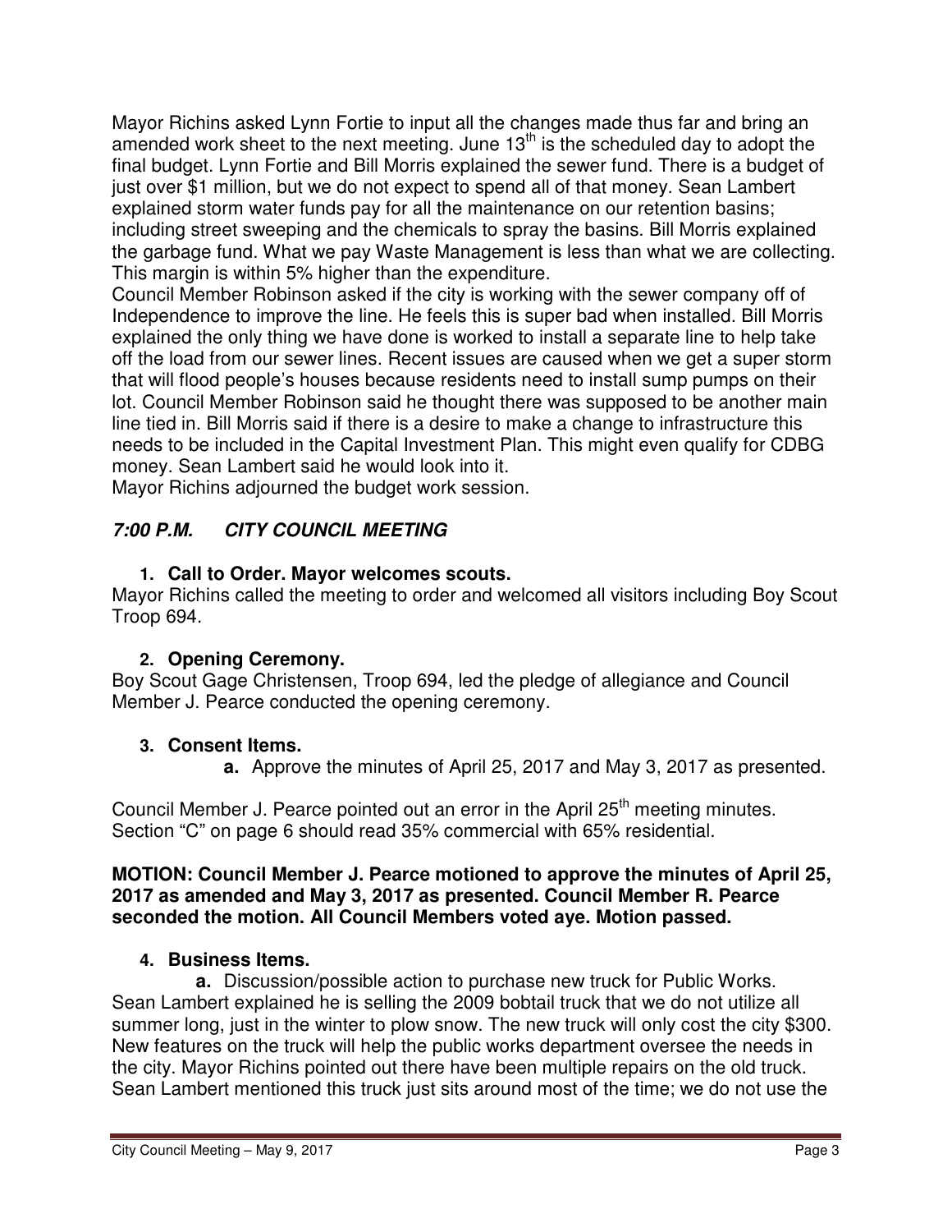Mayor Richins asked Lynn Fortie to input all the changes made thus far and bring an amended work sheet to the next meeting. June 13th is the scheduled day to adopt the final budget. Lynn Fortie and Bill Morris explained the sewer fund. There is a budget of just over $1 million, but we do not expect to spend all of that money. Sean Lambert explained storm water funds pay for all the maintenance on our retention basins; including street sweeping and the chemicals to spray the basins. Bill Morris explained the garbage fund. What we pay Waste Management is less than what we are collecting. This margin is within 5% higher than the expenditure.

Council Member Robinson asked if the city is working with the sewer company off of Independence to improve the line. He feels this is super bad when installed. Bill Morris explained the only thing we have done is worked to install a separate line to help take off the load from our sewer lines. Recent issues are caused when we get a super storm that will flood people's houses because residents need to install sump pumps on their lot. Council Member Robinson said he thought there was supposed to be another main line tied in. Bill Morris said if there is a desire to make a change to infrastructure this needs to be included in the Capital Investment Plan. This might even qualify for CDBG money. Sean Lambert said he would look into it.

Mayor Richins adjourned the budget work session.

## *7:00 P.M. CITY COUNCIL MEETING*

### 1. Call to Order. Mayor welcomes scouts.

Mayor Richins called the meeting to order and welcomed all visitors including Boy Scout Troop 694.

### 2. Opening Ceremony.

Boy Scout Gage Christensen, Troop 694, led the pledge of allegiance and Council Member J. Pearce conducted the opening ceremony.

### 3. Consent Items.

**a.** Approve the minutes of April 25, 2017 and May 3, 2017 as presented.

Council Member J. Pearce pointed out an error in the April 25th meeting minutes. Section "C" on page 6 should read 35% commercial with 65% residential.

**MOTION: Council Member J. Pearce motioned to approve the minutes of April 25, 2017 as amended and May 3, 2017 as presented. Council Member R. Pearce seconded the motion. All Council Members voted aye. Motion passed.**

### 4. Business Items.

**a.** Discussion/possible action to purchase new truck for Public Works.

Sean Lambert explained he is selling the 2009 bobtail truck that we do not utilize all summer long, just in the winter to plow snow. The new truck will only cost the city $300. New features on the truck will help the public works department oversee the needs in the city. Mayor Richins pointed out there have been multiple repairs on the old truck. Sean Lambert mentioned this truck just sits around most of the time; we do not use the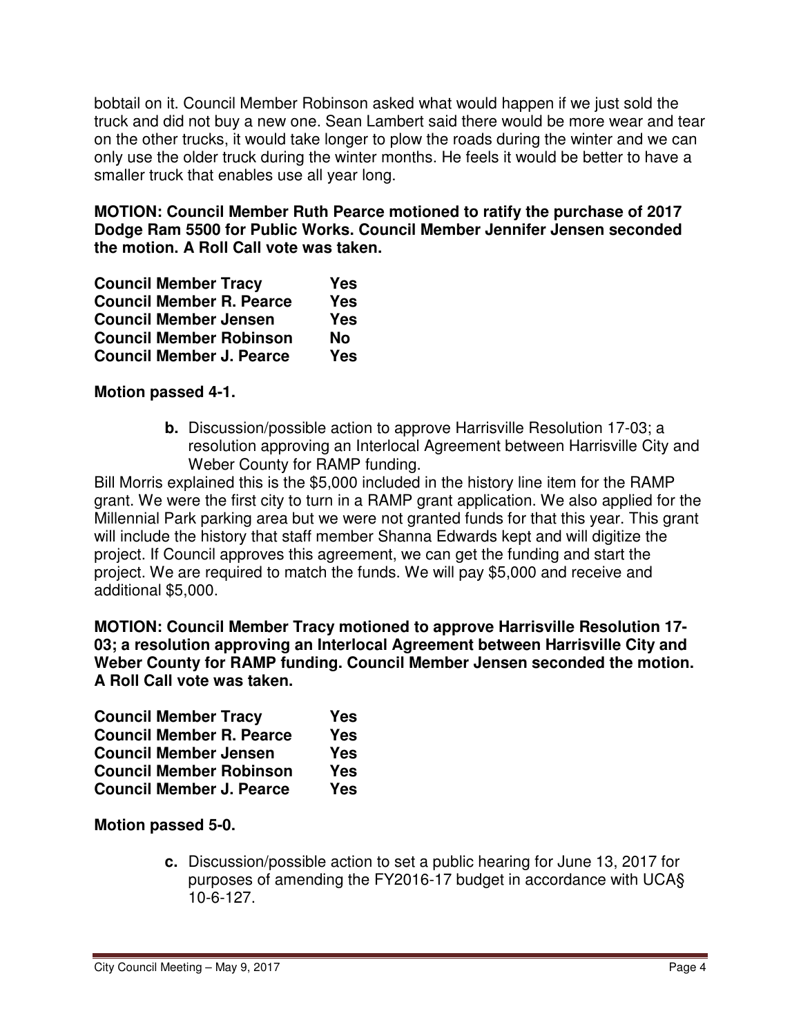bobtail on it. Council Member Robinson asked what would happen if we just sold the truck and did not buy a new one. Sean Lambert said there would be more wear and tear on the other trucks, it would take longer to plow the roads during the winter and we can only use the older truck during the winter months. He feels it would be better to have a smaller truck that enables use all year long.

**MOTION: Council Member Ruth Pearce motioned to ratify the purchase of 2017 Dodge Ram 5500 for Public Works. Council Member Jennifer Jensen seconded the motion. A Roll Call vote was taken.**

| | |
|---|---|
| **Council Member Tracy** | **Yes** |
| **Council Member R. Pearce** | **Yes** |
| **Council Member Jensen** | **Yes** |
| **Council Member Robinson** | **No** |
| **Council Member J. Pearce** | **Yes** |

**Motion passed 4-1.**

**b.** Discussion/possible action to approve Harrisville Resolution 17-03; a resolution approving an Interlocal Agreement between Harrisville City and Weber County for RAMP funding.

Bill Morris explained this is the $5,000 included in the history line item for the RAMP grant. We were the first city to turn in a RAMP grant application. We also applied for the Millennial Park parking area but we were not granted funds for that this year. This grant will include the history that staff member Shanna Edwards kept and will digitize the project. If Council approves this agreement, we can get the funding and start the project. We are required to match the funds. We will pay $5,000 and receive and additional $5,000.

**MOTION: Council Member Tracy motioned to approve Harrisville Resolution 17-03; a resolution approving an Interlocal Agreement between Harrisville City and Weber County for RAMP funding. Council Member Jensen seconded the motion. A Roll Call vote was taken.**

| | |
|---|---|
| **Council Member Tracy** | **Yes** |
| **Council Member R. Pearce** | **Yes** |
| **Council Member Jensen** | **Yes** |
| **Council Member Robinson** | **Yes** |
| **Council Member J. Pearce** | **Yes** |

**Motion passed 5-0.**

**c.** Discussion/possible action to set a public hearing for June 13, 2017 for purposes of amending the FY2016-17 budget in accordance with UCA§ 10-6-127.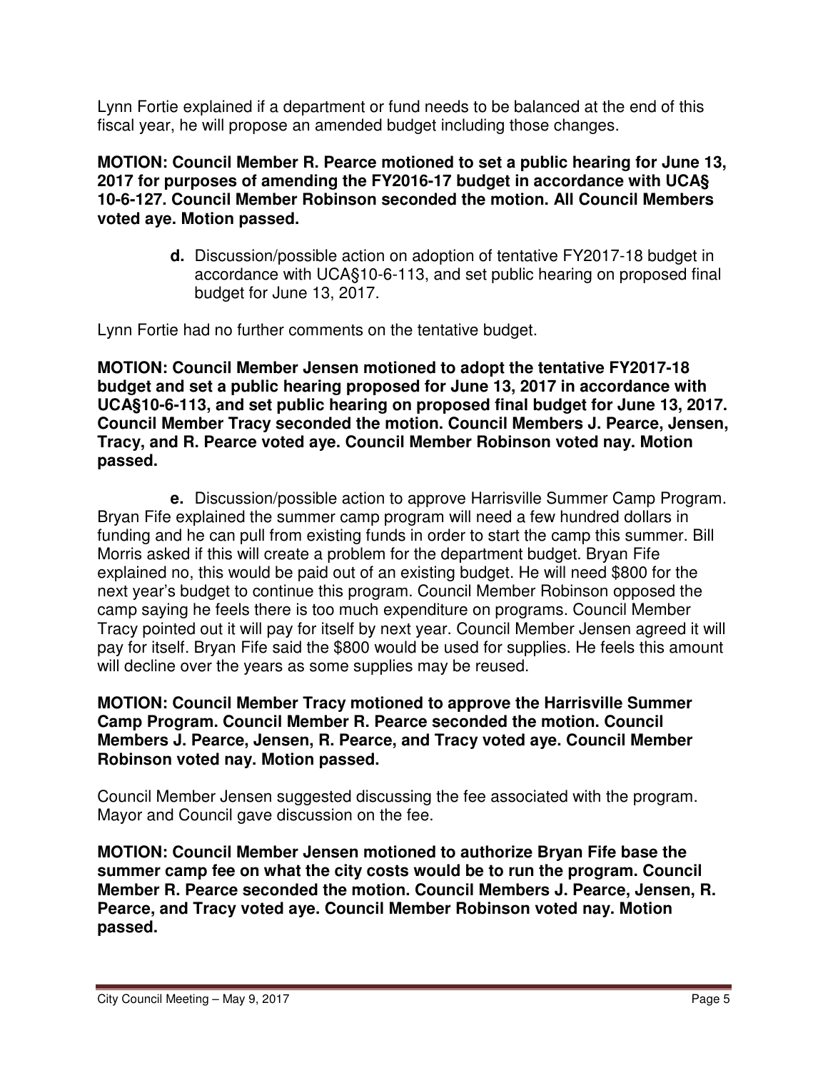Lynn Fortie explained if a department or fund needs to be balanced at the end of this fiscal year, he will propose an amended budget including those changes.

**MOTION: Council Member R. Pearce motioned to set a public hearing for June 13, 2017 for purposes of amending the FY2016-17 budget in accordance with UCA§ 10-6-127. Council Member Robinson seconded the motion. All Council Members voted aye. Motion passed.**

**d.** Discussion/possible action on adoption of tentative FY2017-18 budget in accordance with UCA§10-6-113, and set public hearing on proposed final budget for June 13, 2017.

Lynn Fortie had no further comments on the tentative budget.

**MOTION: Council Member Jensen motioned to adopt the tentative FY2017-18 budget and set a public hearing proposed for June 13, 2017 in accordance with UCA§10-6-113, and set public hearing on proposed final budget for June 13, 2017. Council Member Tracy seconded the motion. Council Members J. Pearce, Jensen, Tracy, and R. Pearce voted aye. Council Member Robinson voted nay. Motion passed.**

**e.** Discussion/possible action to approve Harrisville Summer Camp Program. Bryan Fife explained the summer camp program will need a few hundred dollars in funding and he can pull from existing funds in order to start the camp this summer. Bill Morris asked if this will create a problem for the department budget. Bryan Fife explained no, this would be paid out of an existing budget. He will need $800 for the next year's budget to continue this program. Council Member Robinson opposed the camp saying he feels there is too much expenditure on programs. Council Member Tracy pointed out it will pay for itself by next year. Council Member Jensen agreed it will pay for itself. Bryan Fife said the $800 would be used for supplies. He feels this amount will decline over the years as some supplies may be reused.

**MOTION: Council Member Tracy motioned to approve the Harrisville Summer Camp Program. Council Member R. Pearce seconded the motion. Council Members J. Pearce, Jensen, R. Pearce, and Tracy voted aye. Council Member Robinson voted nay. Motion passed.**

Council Member Jensen suggested discussing the fee associated with the program. Mayor and Council gave discussion on the fee.

**MOTION: Council Member Jensen motioned to authorize Bryan Fife base the summer camp fee on what the city costs would be to run the program. Council Member R. Pearce seconded the motion. Council Members J. Pearce, Jensen, R. Pearce, and Tracy voted aye. Council Member Robinson voted nay. Motion passed.**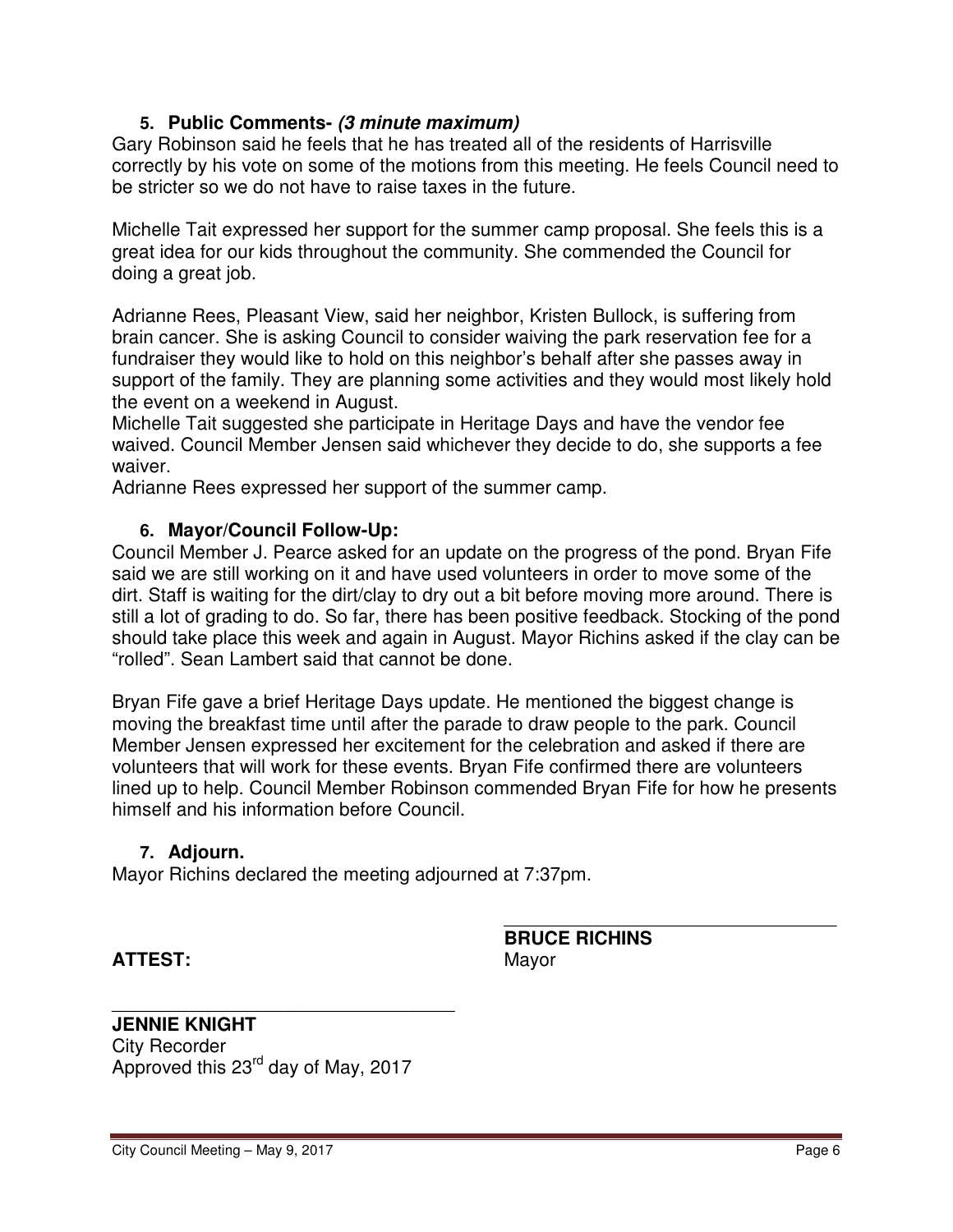### 5. Public Comments- *(3 minute maximum)*

Gary Robinson said he feels that he has treated all of the residents of Harrisville correctly by his vote on some of the motions from this meeting. He feels Council need to be stricter so we do not have to raise taxes in the future.

Michelle Tait expressed her support for the summer camp proposal. She feels this is a great idea for our kids throughout the community. She commended the Council for doing a great job.

Adrianne Rees, Pleasant View, said her neighbor, Kristen Bullock, is suffering from brain cancer. She is asking Council to consider waiving the park reservation fee for a fundraiser they would like to hold on this neighbor's behalf after she passes away in support of the family. They are planning some activities and they would most likely hold the event on a weekend in August.
Michelle Tait suggested she participate in Heritage Days and have the vendor fee waived. Council Member Jensen said whichever they decide to do, she supports a fee waiver.
Adrianne Rees expressed her support of the summer camp.

### 6. Mayor/Council Follow-Up:

Council Member J. Pearce asked for an update on the progress of the pond. Bryan Fife said we are still working on it and have used volunteers in order to move some of the dirt. Staff is waiting for the dirt/clay to dry out a bit before moving more around. There is still a lot of grading to do. So far, there has been positive feedback. Stocking of the pond should take place this week and again in August. Mayor Richins asked if the clay can be "rolled". Sean Lambert said that cannot be done.

Bryan Fife gave a brief Heritage Days update. He mentioned the biggest change is moving the breakfast time until after the parade to draw people to the park. Council Member Jensen expressed her excitement for the celebration and asked if there are volunteers that will work for these events. Bryan Fife confirmed there are volunteers lined up to help. Council Member Robinson commended Bryan Fife for how he presents himself and his information before Council.

### 7. Adjourn.

Mayor Richins declared the meeting adjourned at 7:37pm.

\_\_\_\_\_\_\_\_\_\_\_\_\_\_\_\_\_\_\_\_\_\_\_\_\_\_\_\_\_\_\_\_\_\_

**BRUCE RICHINS**
Mayor

**ATTEST:**

\_\_\_\_\_\_\_\_\_\_\_\_\_\_\_\_\_\_\_\_\_\_\_\_\_\_\_\_\_\_\_\_\_\_

**JENNIE KNIGHT**
City Recorder
Approved this 23rd day of May, 2017